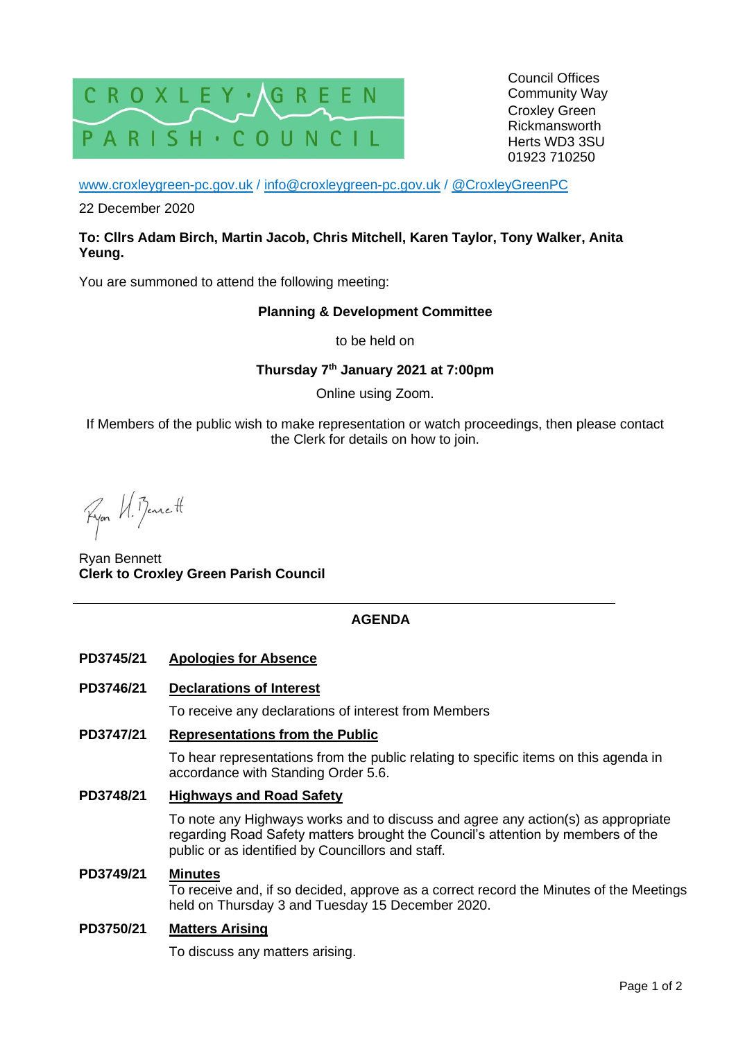CROXLEY GREEN PARISH COUNCIL

Council Offices
Community Way
Croxley Green
Rickmansworth
Herts WD3 3SU
01923 710250

www.croxleygreen-pc.gov.uk / info@croxleygreen-pc.gov.uk / @CroxleyGreenPC

22 December 2020

**To: Cllrs Adam Birch, Martin Jacob, Chris Mitchell, Karen Taylor, Tony Walker, Anita Yeung.**

You are summoned to attend the following meeting:

**Planning & Development Committee**

to be held on

**Thursday 7th January 2021 at 7:00pm**

Online using Zoom.

If Members of the public wish to make representation or watch proceedings, then please contact the Clerk for details on how to join.

Ryan H. Bennett

Ryan Bennett
**Clerk to Croxley Green Parish Council**

---

## AGENDA

**PD3745/21** **Apologies for Absence**

**PD3746/21** **Declarations of Interest**

To receive any declarations of interest from Members

**PD3747/21** **Representations from the Public**

To hear representations from the public relating to specific items on this agenda in accordance with Standing Order 5.6.

**PD3748/21** **Highways and Road Safety**

To note any Highways works and to discuss and agree any action(s) as appropriate regarding Road Safety matters brought the Council's attention by members of the public or as identified by Councillors and staff.

**PD3749/21** **Minutes**

To receive and, if so decided, approve as a correct record the Minutes of the Meetings held on Thursday 3 and Tuesday 15 December 2020.

**PD3750/21** **Matters Arising**

To discuss any matters arising.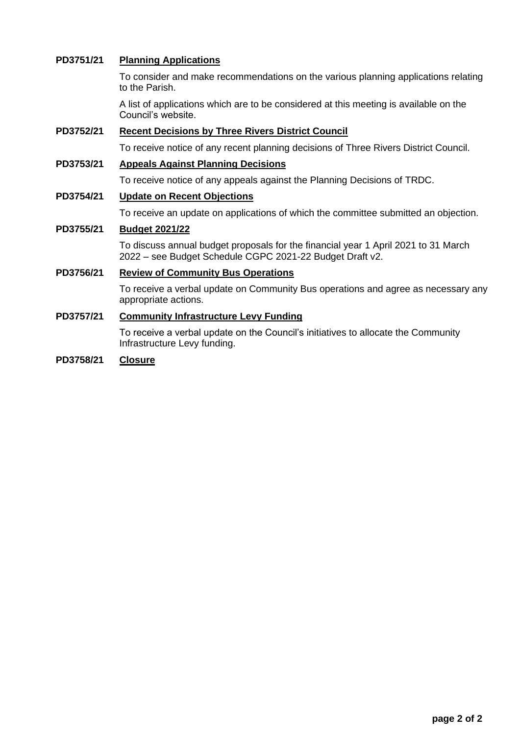**PD3751/21 Planning Applications**

To consider and make recommendations on the various planning applications relating to the Parish.

A list of applications which are to be considered at this meeting is available on the Council's website.

**PD3752/21 Recent Decisions by Three Rivers District Council**

To receive notice of any recent planning decisions of Three Rivers District Council.

**PD3753/21 Appeals Against Planning Decisions**

To receive notice of any appeals against the Planning Decisions of TRDC.

**PD3754/21 Update on Recent Objections**

To receive an update on applications of which the committee submitted an objection.

**PD3755/21 Budget 2021/22**

To discuss annual budget proposals for the financial year 1 April 2021 to 31 March 2022 – see Budget Schedule CGPC 2021-22 Budget Draft v2.

**PD3756/21 Review of Community Bus Operations**

To receive a verbal update on Community Bus operations and agree as necessary any appropriate actions.

**PD3757/21 Community Infrastructure Levy Funding**

To receive a verbal update on the Council's initiatives to allocate the Community Infrastructure Levy funding.

**PD3758/21 Closure**